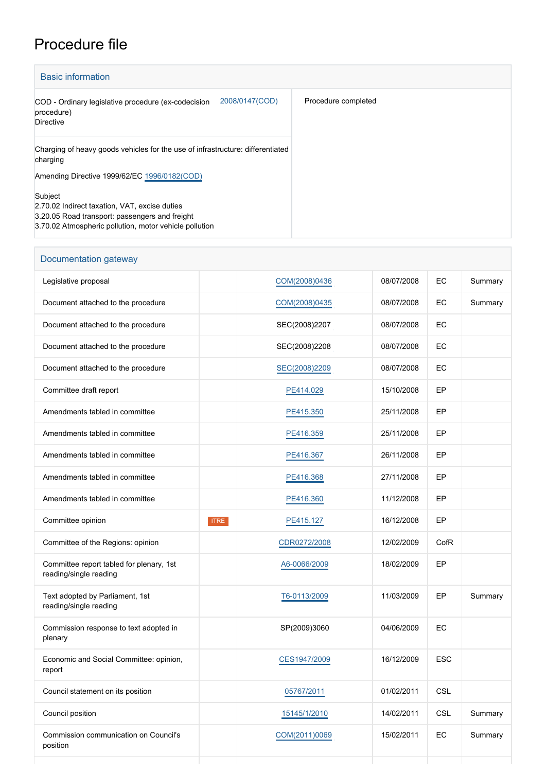# Procedure file

## Basic information

| | |
|---|---|
| COD - Ordinary legislative procedure (ex-codecision procedure)<br>Directive<br><br>2008/0147(COD) | Procedure completed |
| Charging of heavy goods vehicles for the use of infrastructure: differentiated charging<br><br>Amending Directive 1999/62/EC 1996/0182(COD)<br><br>Subject<br>2.70.02 Indirect taxation, VAT, excise duties<br>3.20.05 Road transport: passengers and freight<br>3.70.02 Atmospheric pollution, motor vehicle pollution | |

## Documentation gateway

| | | | | | |
|---|---|---|---|---|---|
| Legislative proposal | | COM(2008)0436 | 08/07/2008 | EC | Summary |
| Document attached to the procedure | | COM(2008)0435 | 08/07/2008 | EC | Summary |
| Document attached to the procedure | | SEC(2008)2207 | 08/07/2008 | EC | |
| Document attached to the procedure | | SEC(2008)2208 | 08/07/2008 | EC | |
| Document attached to the procedure | | SEC(2008)2209 | 08/07/2008 | EC | |
| Committee draft report | | PE414.029 | 15/10/2008 | EP | |
| Amendments tabled in committee | | PE415.350 | 25/11/2008 | EP | |
| Amendments tabled in committee | | PE416.359 | 25/11/2008 | EP | |
| Amendments tabled in committee | | PE416.367 | 26/11/2008 | EP | |
| Amendments tabled in committee | | PE416.368 | 27/11/2008 | EP | |
| Amendments tabled in committee | | PE416.360 | 11/12/2008 | EP | |
| Committee opinion | ITRE | PE415.127 | 16/12/2008 | EP | |
| Committee of the Regions: opinion | | CDR0272/2008 | 12/02/2009 | CofR | |
| Committee report tabled for plenary, 1st reading/single reading | | A6-0066/2009 | 18/02/2009 | EP | |
| Text adopted by Parliament, 1st reading/single reading | | T6-0113/2009 | 11/03/2009 | EP | Summary |
| Commission response to text adopted in plenary | | SP(2009)3060 | 04/06/2009 | EC | |
| Economic and Social Committee: opinion, report | | CES1947/2009 | 16/12/2009 | ESC | |
| Council statement on its position | | 05767/2011 | 01/02/2011 | CSL | |
| Council position | | 15145/1/2010 | 14/02/2011 | CSL | Summary |
| Commission communication on Council's position | | COM(2011)0069 | 15/02/2011 | EC | Summary |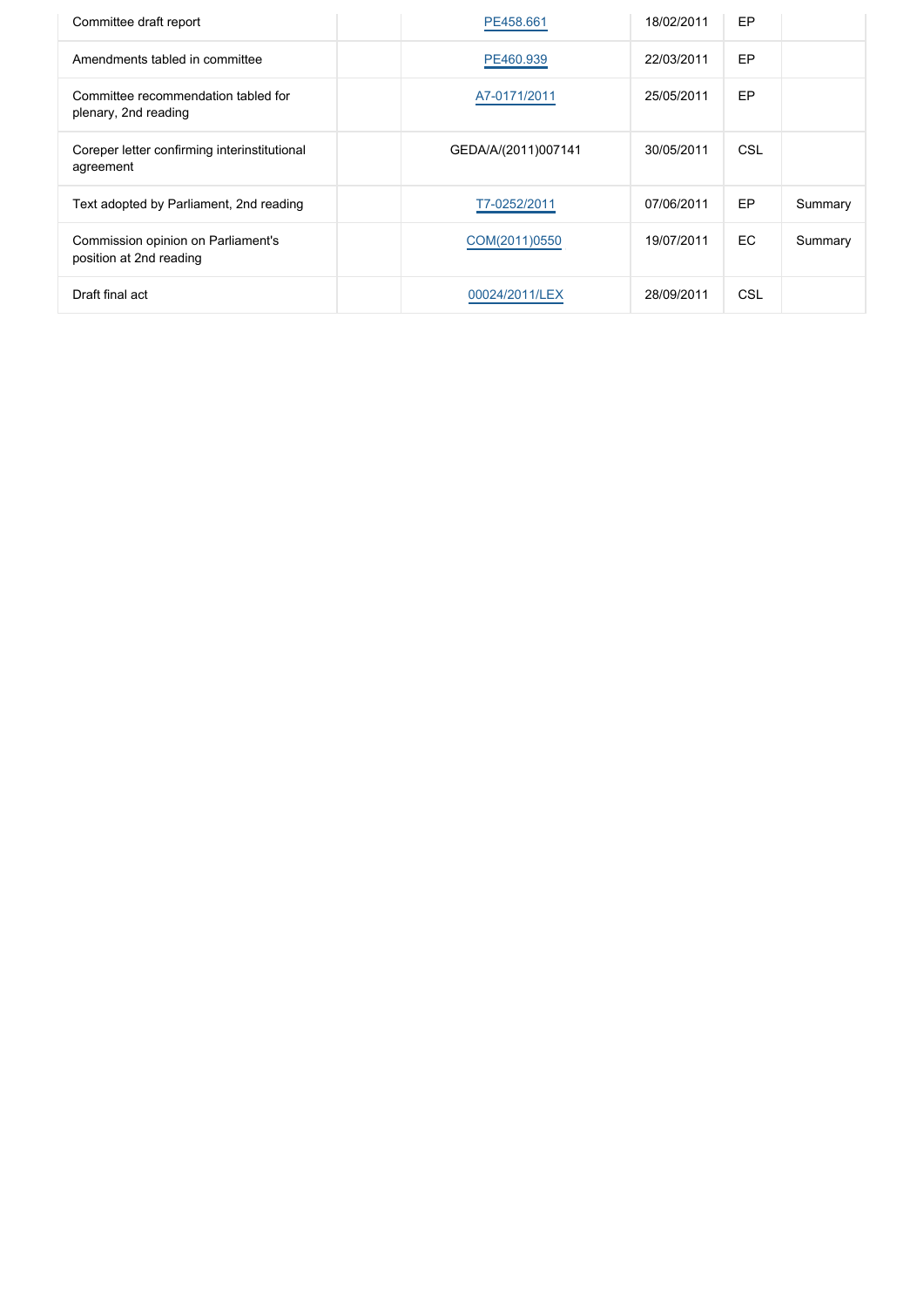| | | | | | |
|---|---|---|---|---|---|
| Committee draft report | | PE458.661 | 18/02/2011 | EP | |
| Amendments tabled in committee | | PE460.939 | 22/03/2011 | EP | |
| Committee recommendation tabled for plenary, 2nd reading | | A7-0171/2011 | 25/05/2011 | EP | |
| Coreper letter confirming interinstitutional agreement | | GEDA/A/(2011)007141 | 30/05/2011 | CSL | |
| Text adopted by Parliament, 2nd reading | | T7-0252/2011 | 07/06/2011 | EP | Summary |
| Commission opinion on Parliament's position at 2nd reading | | COM(2011)0550 | 19/07/2011 | EC | Summary |
| Draft final act | | 00024/2011/LEX | 28/09/2011 | CSL | |